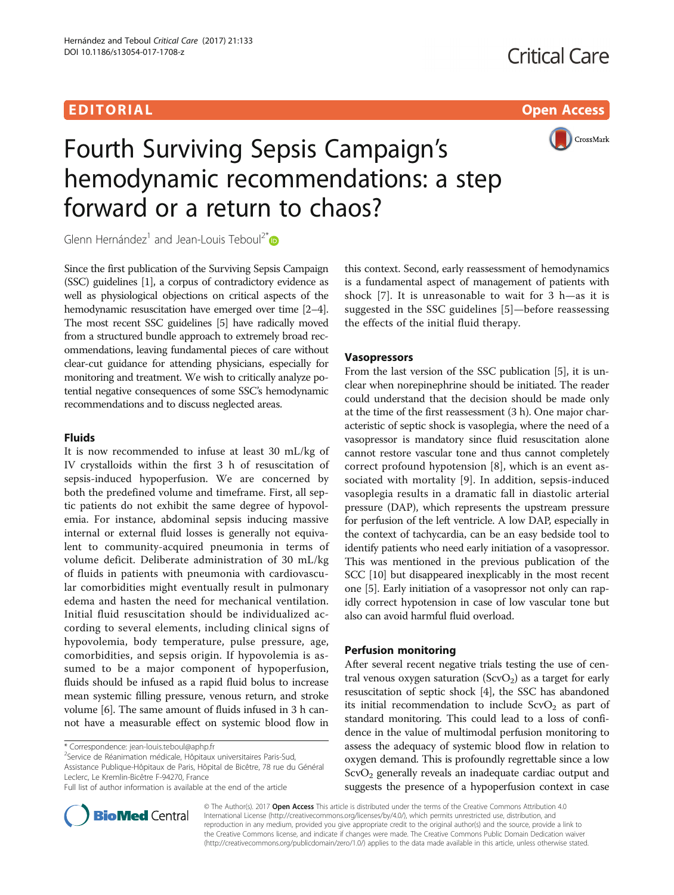EDITORIAL

Open Access

# Fourth Surviving Sepsis Campaign's hemodynamic recommendations: a step forward or a return to chaos?

Glenn Hernández[1] and Jean-Louis Teboul[2*]

Since the first publication of the Surviving Sepsis Campaign (SSC) guidelines [1], a corpus of contradictory evidence as well as physiological objections on critical aspects of the hemodynamic resuscitation have emerged over time [2–4]. The most recent SSC guidelines [5] have radically moved from a structured bundle approach to extremely broad recommendations, leaving fundamental pieces of care without clear-cut guidance for attending physicians, especially for monitoring and treatment. We wish to critically analyze potential negative consequences of some SSC's hemodynamic recommendations and to discuss neglected areas.

## Fluids

It is now recommended to infuse at least 30 mL/kg of IV crystalloids within the first 3 h of resuscitation of sepsis-induced hypoperfusion. We are concerned by both the predefined volume and timeframe. First, all septic patients do not exhibit the same degree of hypovolemia. For instance, abdominal sepsis inducing massive internal or external fluid losses is generally not equivalent to community-acquired pneumonia in terms of volume deficit. Deliberate administration of 30 mL/kg of fluids in patients with pneumonia with cardiovascular comorbidities might eventually result in pulmonary edema and hasten the need for mechanical ventilation. Initial fluid resuscitation should be individualized according to several elements, including clinical signs of hypovolemia, body temperature, pulse pressure, age, comorbidities, and sepsis origin. If hypovolemia is assumed to be a major component of hypoperfusion, fluids should be infused as a rapid fluid bolus to increase mean systemic filling pressure, venous return, and stroke volume [6]. The same amount of fluids infused in 3 h cannot have a measurable effect on systemic blood flow in this context. Second, early reassessment of hemodynamics is a fundamental aspect of management of patients with shock [7]. It is unreasonable to wait for 3 h—as it is suggested in the SSC guidelines [5]—before reassessing the effects of the initial fluid therapy.

## Vasopressors

From the last version of the SSC publication [5], it is unclear when norepinephrine should be initiated. The reader could understand that the decision should be made only at the time of the first reassessment (3 h). One major characteristic of septic shock is vasoplegia, where the need of a vasopressor is mandatory since fluid resuscitation alone cannot restore vascular tone and thus cannot completely correct profound hypotension [8], which is an event associated with mortality [9]. In addition, sepsis-induced vasoplegia results in a dramatic fall in diastolic arterial pressure (DAP), which represents the upstream pressure for perfusion of the left ventricle. A low DAP, especially in the context of tachycardia, can be an easy bedside tool to identify patients who need early initiation of a vasopressor. This was mentioned in the previous publication of the SCC [10] but disappeared inexplicably in the most recent one [5]. Early initiation of a vasopressor not only can rapidly correct hypotension in case of low vascular tone but also can avoid harmful fluid overload.

## Perfusion monitoring

After several recent negative trials testing the use of central venous oxygen saturation ($ScvO_2$) as a target for early resuscitation of septic shock [4], the SSC has abandoned its initial recommendation to include $ScvO_2$ as part of standard monitoring. This could lead to a loss of confidence in the value of multimodal perfusion monitoring to assess the adequacy of systemic blood flow in relation to oxygen demand. This is profoundly regrettable since a low $ScvO_2$ generally reveals an inadequate cardiac output and suggests the presence of a hypoperfusion context in case

* Correspondence: jean-louis.teboul@aphp.fr
[2]Service de Réanimation médicale, Hôpitaux universitaires Paris-Sud, Assistance Publique-Hôpitaux de Paris, Hôpital de Bicêtre, 78 rue du Général Leclerc, Le Kremlin-Bicêtre F-94270, France
Full list of author information is available at the end of the article

© The Author(s). 2017 **Open Access** This article is distributed under the terms of the Creative Commons Attribution 4.0 International License (http://creativecommons.org/licenses/by/4.0/), which permits unrestricted use, distribution, and reproduction in any medium, provided you give appropriate credit to the original author(s) and the source, provide a link to the Creative Commons license, and indicate if changes were made. The Creative Commons Public Domain Dedication waiver (http://creativecommons.org/publicdomain/zero/1.0/) applies to the data made available in this article, unless otherwise stated.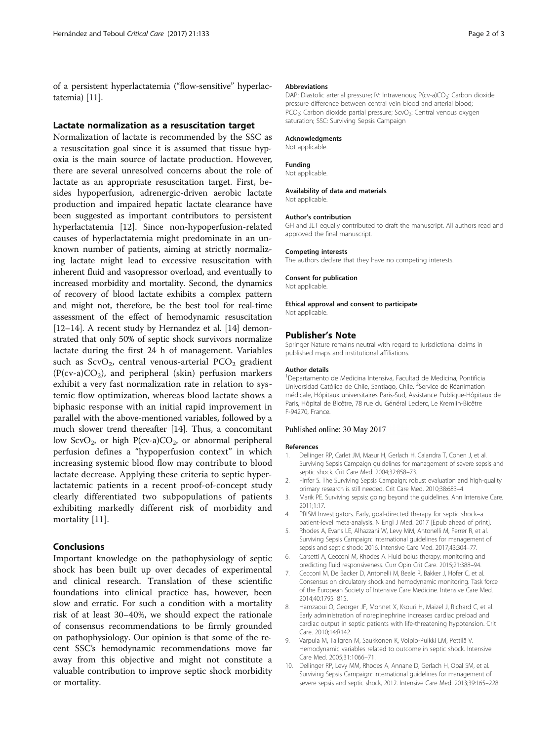of a persistent hyperlactatemia ("flow-sensitive" hyperlactatemia) [11].

## Lactate normalization as a resuscitation target

Normalization of lactate is recommended by the SSC as a resuscitation goal since it is assumed that tissue hypoxia is the main source of lactate production. However, there are several unresolved concerns about the role of lactate as an appropriate resuscitation target. First, besides hypoperfusion, adrenergic-driven aerobic lactate production and impaired hepatic lactate clearance have been suggested as important contributors to persistent hyperlactatemia [12]. Since non-hypoperfusion-related causes of hyperlactatemia might predominate in an unknown number of patients, aiming at strictly normalizing lactate might lead to excessive resuscitation with inherent fluid and vasopressor overload, and eventually to increased morbidity and mortality. Second, the dynamics of recovery of blood lactate exhibits a complex pattern and might not, therefore, be the best tool for real-time assessment of the effect of hemodynamic resuscitation [12–14]. A recent study by Hernandez et al. [14] demonstrated that only 50% of septic shock survivors normalize lactate during the first 24 h of management. Variables such as $ScvO_2$, central venous-arterial $PCO_2$ gradient ($P(cv\text{-}a)CO_2$), and peripheral (skin) perfusion markers exhibit a very fast normalization rate in relation to systemic flow optimization, whereas blood lactate shows a biphasic response with an initial rapid improvement in parallel with the above-mentioned variables, followed by a much slower trend thereafter [14]. Thus, a concomitant low $ScvO_2$, or high $P(cv\text{-}a)CO_2$, or abnormal peripheral perfusion defines a "hypoperfusion context" in which increasing systemic blood flow may contribute to blood lactate decrease. Applying these criteria to septic hyperlactatemic patients in a recent proof-of-concept study clearly differentiated two subpopulations of patients exhibiting markedly different risk of morbidity and mortality [11].

## Conclusions

Important knowledge on the pathophysiology of septic shock has been built up over decades of experimental and clinical research. Translation of these scientific foundations into clinical practice has, however, been slow and erratic. For such a condition with a mortality risk of at least 30–40%, we should expect the rationale of consensus recommendations to be firmly grounded on pathophysiology. Our opinion is that some of the recent SSC's hemodynamic recommendations move far away from this objective and might not constitute a valuable contribution to improve septic shock morbidity or mortality.

#### Abbreviations

DAP: Diastolic arterial pressure; IV: Intravenous; $P(cv\text{-}a)CO_2$: Carbon dioxide pressure difference between central vein blood and arterial blood; $PCO_2$: Carbon dioxide partial pressure; $ScvO_2$: Central venous oxygen saturation; SSC: Surviving Sepsis Campaign

#### Acknowledgments

Not applicable.

#### Funding

Not applicable.

#### Availability of data and materials

Not applicable.

#### Author's contribution

GH and JLT equally contributed to draft the manuscript. All authors read and approved the final manuscript.

#### Competing interests

The authors declare that they have no competing interests.

#### Consent for publication

Not applicable.

#### Ethical approval and consent to participate

Not applicable.

### Publisher's Note

Springer Nature remains neutral with regard to jurisdictional claims in published maps and institutional affiliations.

#### Author details

[1]Departamento de Medicina Intensiva, Facultad de Medicina, Pontificia Universidad Católica de Chile, Santiago, Chile. [2]Service de Réanimation médicale, Hôpitaux universitaires Paris-Sud, Assistance Publique-Hôpitaux de Paris, Hôpital de Bicêtre, 78 rue du Général Leclerc, Le Kremlin-Bicêtre F-94270, France.

Published online: 30 May 2017

#### References

1. Dellinger RP, Carlet JM, Masur H, Gerlach H, Calandra T, Cohen J, et al. Surviving Sepsis Campaign guidelines for management of severe sepsis and septic shock. Crit Care Med. 2004;32:858–73.
2. Finfer S. The Surviving Sepsis Campaign: robust evaluation and high-quality primary research is still needed. Crit Care Med. 2010;38:683–4.
3. Marik PE. Surviving sepsis: going beyond the guidelines. Ann Intensive Care. 2011;1:17.
4. PRISM Investigators. Early, goal-directed therapy for septic shock–a patient-level meta-analysis. N Engl J Med. 2017 [Epub ahead of print].
5. Rhodes A, Evans LE, Alhazzani W, Levy MM, Antonelli M, Ferrer R, et al. Surviving Sepsis Campaign: International guidelines for management of sepsis and septic shock: 2016. Intensive Care Med. 2017;43:304–77.
6. Carsetti A, Cecconi M, Rhodes A. Fluid bolus therapy: monitoring and predicting fluid responsiveness. Curr Opin Crit Care. 2015;21:388–94.
7. Cecconi M, De Backer D, Antonelli M, Beale R, Bakker J, Hofer C, et al. Consensus on circulatory shock and hemodynamic monitoring. Task force of the European Society of Intensive Care Medicine. Intensive Care Med. 2014;40:1795–815.
8. Hamzaoui O, Georger JF, Monnet X, Ksouri H, Maizel J, Richard C, et al. Early administration of norepinephrine increases cardiac preload and cardiac output in septic patients with life-threatening hypotension. Crit Care. 2010;14:R142.
9. Varpula M, Tallgren M, Saukkonen K, Voipio-Pulkki LM, Pettilä V. Hemodynamic variables related to outcome in septic shock. Intensive Care Med. 2005;31:1066–71.
10. Dellinger RP, Levy MM, Rhodes A, Annane D, Gerlach H, Opal SM, et al. Surviving Sepsis Campaign: international guidelines for management of severe sepsis and septic shock, 2012. Intensive Care Med. 2013;39:165–228.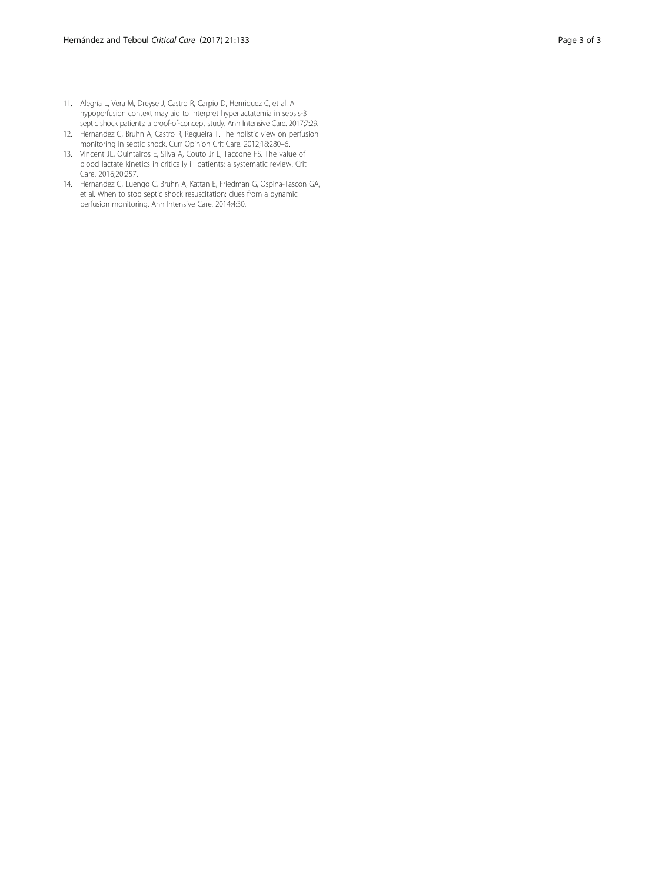11. Alegría L, Vera M, Dreyse J, Castro R, Carpio D, Henriquez C, et al. A hypoperfusion context may aid to interpret hyperlactatemia in sepsis-3 septic shock patients: a proof-of-concept study. Ann Intensive Care. 2017;7:29.
12. Hernandez G, Bruhn A, Castro R, Regueira T. The holistic view on perfusion monitoring in septic shock. Curr Opinion Crit Care. 2012;18:280–6.
13. Vincent JL, Quintairos E, Silva A, Couto Jr L, Taccone FS. The value of blood lactate kinetics in critically ill patients: a systematic review. Crit Care. 2016;20:257.
14. Hernandez G, Luengo C, Bruhn A, Kattan E, Friedman G, Ospina-Tascon GA, et al. When to stop septic shock resuscitation: clues from a dynamic perfusion monitoring. Ann Intensive Care. 2014;4:30.